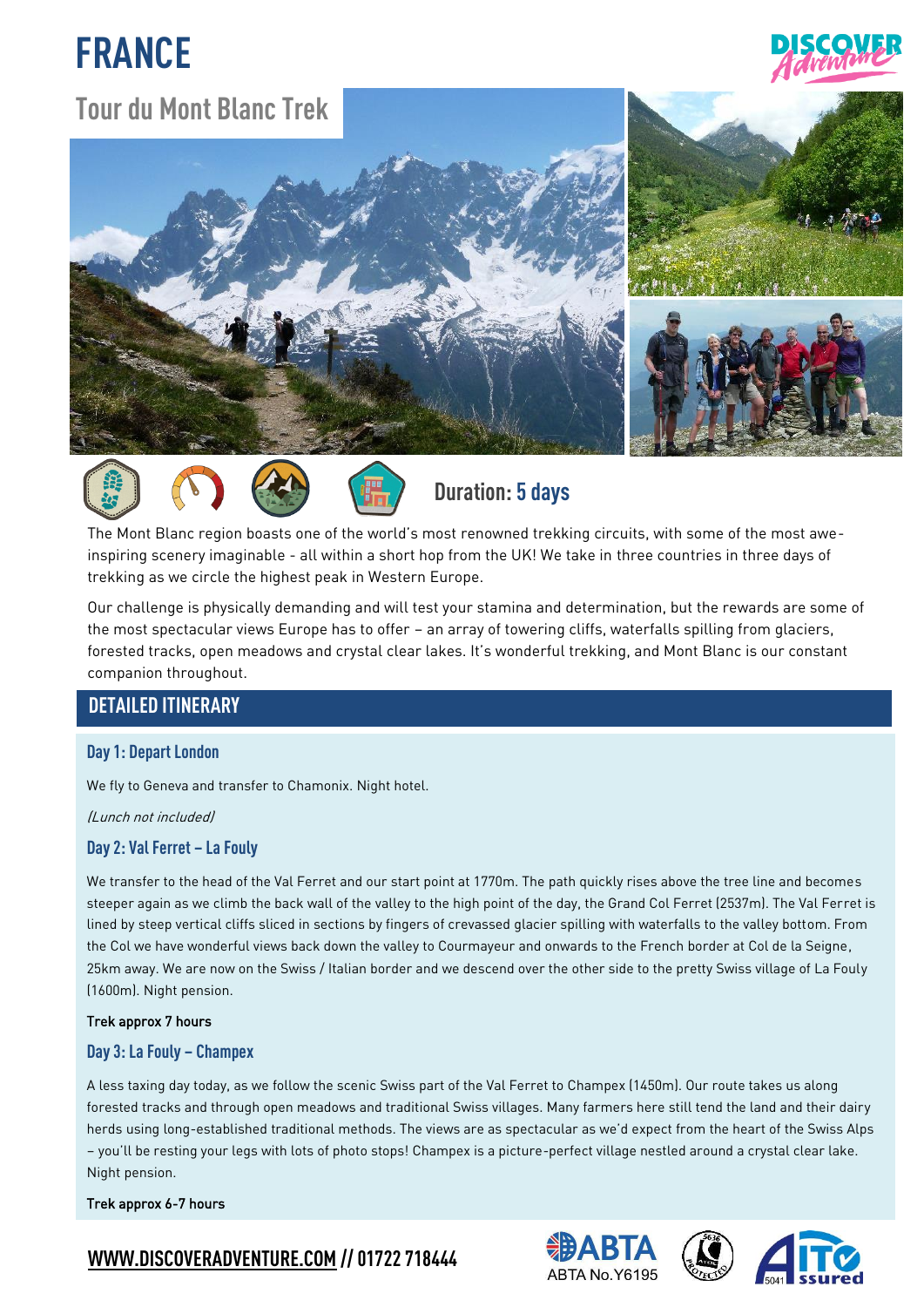# FRANCE

## Tour du Mont Blanc Trek

**Duration: 5 days**

The Mont Blanc region boasts one of the world's most renowned trekking circuits, with some of the most awe-inspiring scenery imaginable - all within a short hop from the UK! We take in three countries in three days of trekking as we circle the highest peak in Western Europe.

Our challenge is physically demanding and will test your stamina and determination, but the rewards are some of the most spectacular views Europe has to offer – an array of towering cliffs, waterfalls spilling from glaciers, forested tracks, open meadows and crystal clear lakes. It's wonderful trekking, and Mont Blanc is our constant companion throughout.

## DETAILED ITINERARY

### Day 1: Depart London

We fly to Geneva and transfer to Chamonix. Night hotel.

*(Lunch not included)*

### Day 2: Val Ferret – La Fouly

We transfer to the head of the Val Ferret and our start point at 1770m. The path quickly rises above the tree line and becomes steeper again as we climb the back wall of the valley to the high point of the day, the Grand Col Ferret (2537m). The Val Ferret is lined by steep vertical cliffs sliced in sections by fingers of crevassed glacier spilling with waterfalls to the valley bottom. From the Col we have wonderful views back down the valley to Courmayeur and onwards to the French border at Col de la Seigne, 25km away. We are now on the Swiss / Italian border and we descend over the other side to the pretty Swiss village of La Fouly (1600m). Night pension.

Trek approx 7 hours

### Day 3: La Fouly – Champex

A less taxing day today, as we follow the scenic Swiss part of the Val Ferret to Champex (1450m). Our route takes us along forested tracks and through open meadows and traditional Swiss villages. Many farmers here still tend the land and their dairy herds using long-established traditional methods. The views are as spectacular as we'd expect from the heart of the Swiss Alps – you'll be resting your legs with lots of photo stops! Champex is a picture-perfect village nestled around a crystal clear lake. Night pension.

Trek approx 6-7 hours

WWW.DISCOVERADVENTURE.COM // 01722 718444

ABTA No.Y6195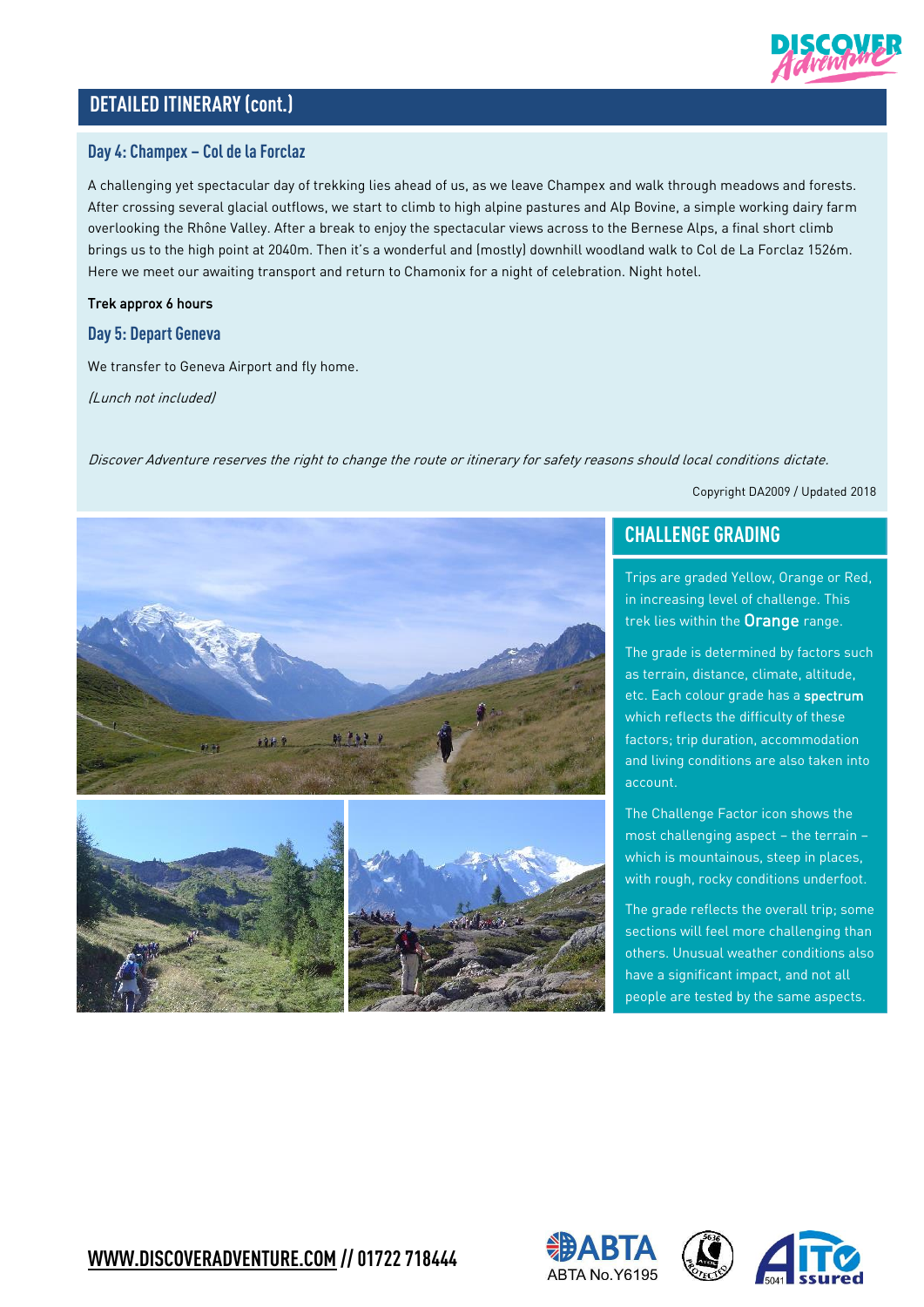## DETAILED ITINERARY (cont.)

### Day 4: Champex – Col de la Forclaz

A challenging yet spectacular day of trekking lies ahead of us, as we leave Champex and walk through meadows and forests. After crossing several glacial outflows, we start to climb to high alpine pastures and Alp Bovine, a simple working dairy farm overlooking the Rhône Valley. After a break to enjoy the spectacular views across to the Bernese Alps, a final short climb brings us to the high point at 2040m. Then it's a wonderful and (mostly) downhill woodland walk to Col de La Forclaz 1526m. Here we meet our awaiting transport and return to Chamonix for a night of celebration. Night hotel.

Trek approx 6 hours

### Day 5: Depart Geneva

We transfer to Geneva Airport and fly home.

*(Lunch not included)*

*Discover Adventure reserves the right to change the route or itinerary for safety reasons should local conditions dictate.*

Copyright DA2009 / Updated 2018

## CHALLENGE GRADING

Trips are graded Yellow, Orange or Red, in increasing level of challenge. This trek lies within the **Orange** range.

The grade is determined by factors such as terrain, distance, climate, altitude, etc. Each colour grade has a **spectrum** which reflects the difficulty of these factors; trip duration, accommodation and living conditions are also taken into account.

The Challenge Factor icon shows the most challenging aspect – the terrain – which is mountainous, steep in places, with rough, rocky conditions underfoot.

The grade reflects the overall trip; some sections will feel more challenging than others. Unusual weather conditions also have a significant impact, and not all people are tested by the same aspects.

WWW.DISCOVERADVENTURE.COM // 01722 718444

ABTA No.Y6195